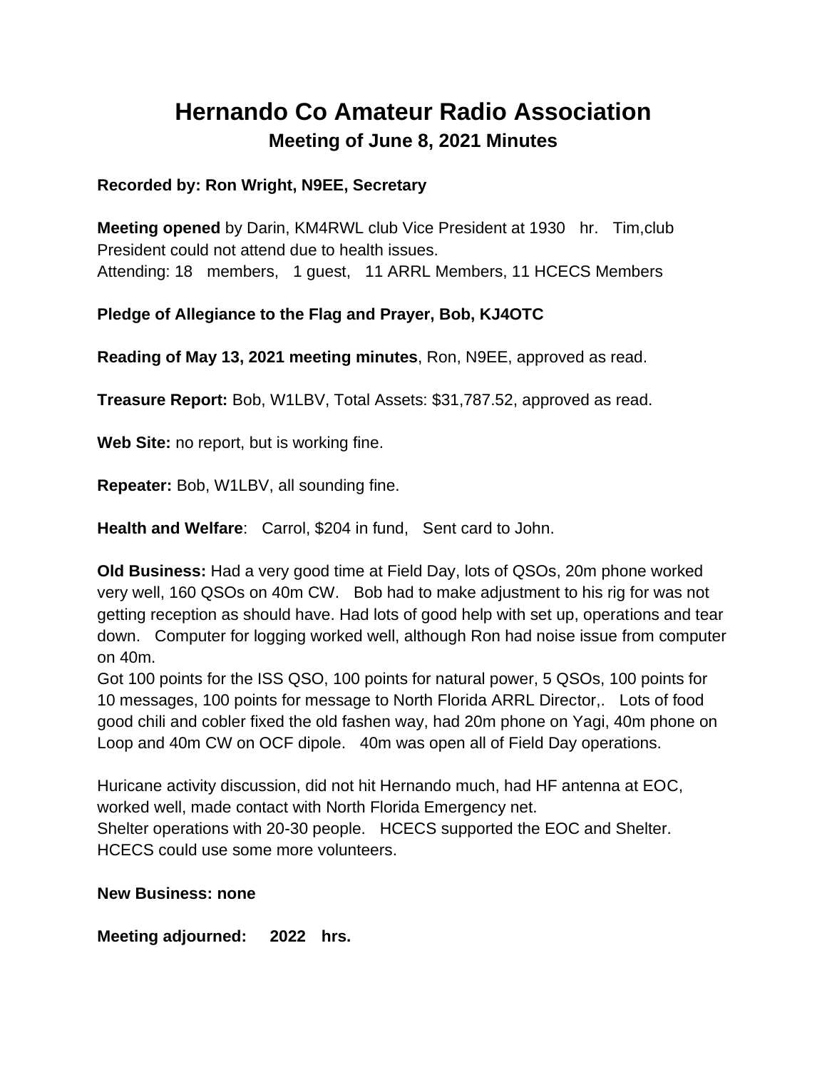# Hernando Co Amateur Radio Association

## Meeting of June 8, 2021 Minutes

**Recorded by: Ron Wright, N9EE, Secretary**

**Meeting opened** by Darin, KM4RWL club Vice President at 1930 hr. Tim,club President could not attend due to health issues.
Attending: 18 members, 1 guest, 11 ARRL Members, 11 HCECS Members

**Pledge of Allegiance to the Flag and Prayer, Bob, KJ4OTC**

**Reading of May 13, 2021 meeting minutes**, Ron, N9EE, approved as read.

**Treasure Report:** Bob, W1LBV, Total Assets: $31,787.52, approved as read.

**Web Site:** no report, but is working fine.

**Repeater:** Bob, W1LBV, all sounding fine.

**Health and Welfare**: Carrol, $204 in fund, Sent card to John.

**Old Business:** Had a very good time at Field Day, lots of QSOs, 20m phone worked very well, 160 QSOs on 40m CW. Bob had to make adjustment to his rig for was not getting reception as should have. Had lots of good help with set up, operations and tear down. Computer for logging worked well, although Ron had noise issue from computer on 40m.
Got 100 points for the ISS QSO, 100 points for natural power, 5 QSOs, 100 points for 10 messages, 100 points for message to North Florida ARRL Director,. Lots of food good chili and cobler fixed the old fashen way, had 20m phone on Yagi, 40m phone on Loop and 40m CW on OCF dipole. 40m was open all of Field Day operations.

Huricane activity discussion, did not hit Hernando much, had HF antenna at EOC, worked well, made contact with North Florida Emergency net.
Shelter operations with 20-30 people. HCECS supported the EOC and Shelter. HCECS could use some more volunteers.

**New Business: none**

**Meeting adjourned: 2022 hrs.**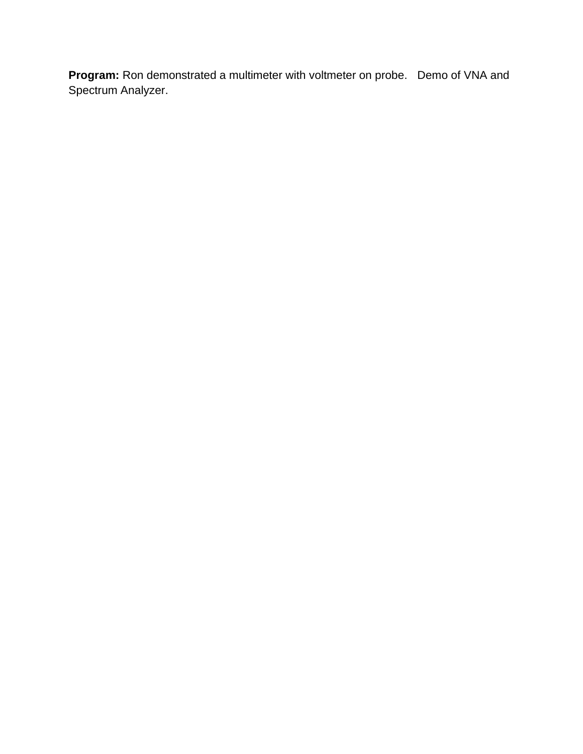**Program:** Ron demonstrated a multimeter with voltmeter on probe.   Demo of VNA and Spectrum Analyzer.